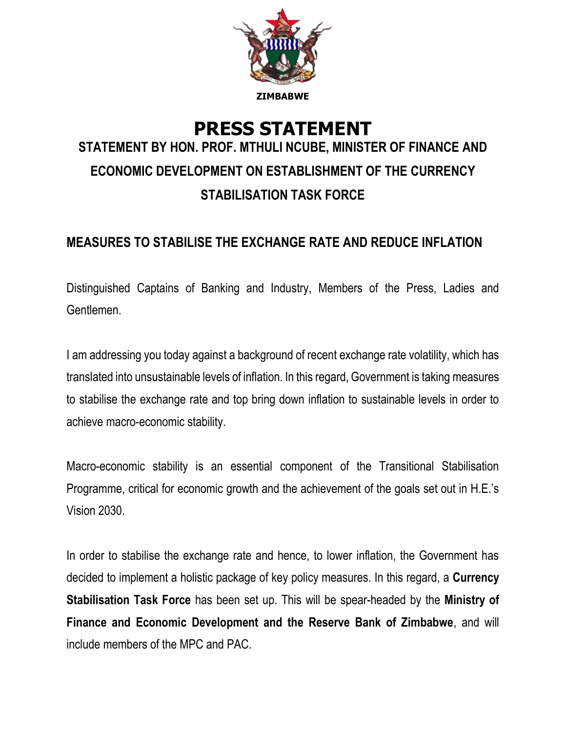ZIMBABWE

# PRESS STATEMENT

## STATEMENT BY HON. PROF. MTHULI NCUBE, MINISTER OF FINANCE AND ECONOMIC DEVELOPMENT ON ESTABLISHMENT OF THE CURRENCY STABILISATION TASK FORCE

### MEASURES TO STABILISE THE EXCHANGE RATE AND REDUCE INFLATION

Distinguished Captains of Banking and Industry, Members of the Press, Ladies and Gentlemen.

I am addressing you today against a background of recent exchange rate volatility, which has translated into unsustainable levels of inflation. In this regard, Government is taking measures to stabilise the exchange rate and top bring down inflation to sustainable levels in order to achieve macro-economic stability.

Macro-economic stability is an essential component of the Transitional Stabilisation Programme, critical for economic growth and the achievement of the goals set out in H.E.'s Vision 2030.

In order to stabilise the exchange rate and hence, to lower inflation, the Government has decided to implement a holistic package of key policy measures. In this regard, a **Currency Stabilisation Task Force** has been set up. This will be spear-headed by the **Ministry of Finance and Economic Development and the Reserve Bank of Zimbabwe**, and will include members of the MPC and PAC.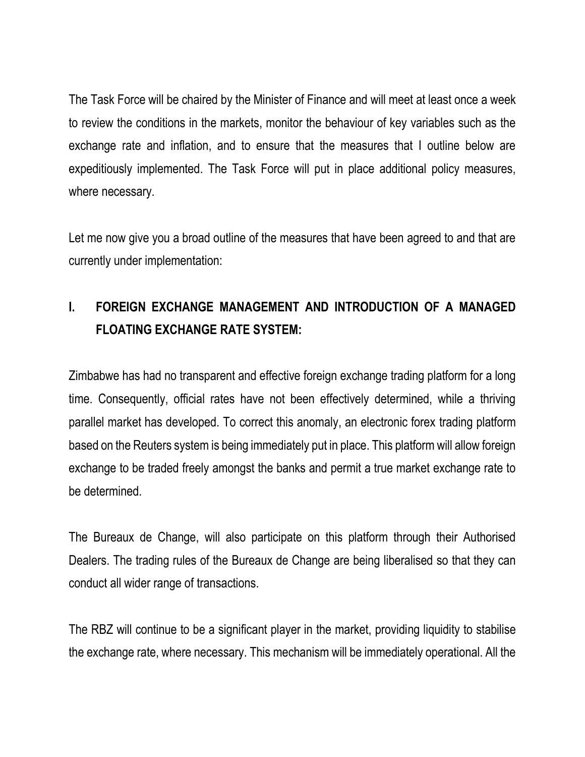The Task Force will be chaired by the Minister of Finance and will meet at least once a week to review the conditions in the markets, monitor the behaviour of key variables such as the exchange rate and inflation, and to ensure that the measures that I outline below are expeditiously implemented. The Task Force will put in place additional policy measures, where necessary.

Let me now give you a broad outline of the measures that have been agreed to and that are currently under implementation:

## I. FOREIGN EXCHANGE MANAGEMENT AND INTRODUCTION OF A MANAGED FLOATING EXCHANGE RATE SYSTEM:

Zimbabwe has had no transparent and effective foreign exchange trading platform for a long time. Consequently, official rates have not been effectively determined, while a thriving parallel market has developed. To correct this anomaly, an electronic forex trading platform based on the Reuters system is being immediately put in place. This platform will allow foreign exchange to be traded freely amongst the banks and permit a true market exchange rate to be determined.

The Bureaux de Change, will also participate on this platform through their Authorised Dealers. The trading rules of the Bureaux de Change are being liberalised so that they can conduct all wider range of transactions.

The RBZ will continue to be a significant player in the market, providing liquidity to stabilise the exchange rate, where necessary. This mechanism will be immediately operational. All the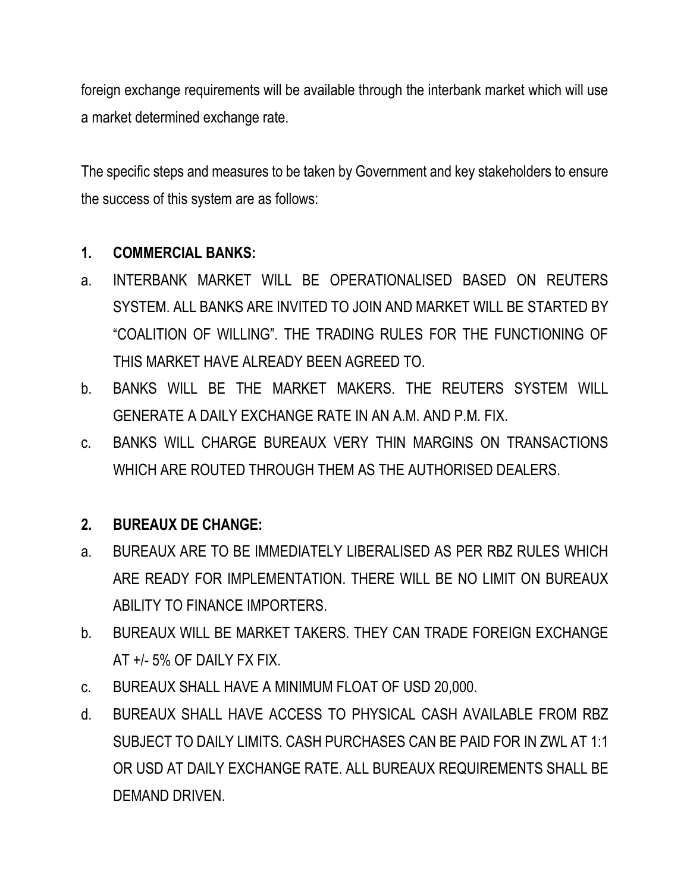foreign exchange requirements will be available through the interbank market which will use a market determined exchange rate.

The specific steps and measures to be taken by Government and key stakeholders to ensure the success of this system are as follows:

**1. COMMERCIAL BANKS:**

a. INTERBANK MARKET WILL BE OPERATIONALISED BASED ON REUTERS SYSTEM. ALL BANKS ARE INVITED TO JOIN AND MARKET WILL BE STARTED BY "COALITION OF WILLING". THE TRADING RULES FOR THE FUNCTIONING OF THIS MARKET HAVE ALREADY BEEN AGREED TO.

b. BANKS WILL BE THE MARKET MAKERS. THE REUTERS SYSTEM WILL GENERATE A DAILY EXCHANGE RATE IN AN A.M. AND P.M. FIX.

c. BANKS WILL CHARGE BUREAUX VERY THIN MARGINS ON TRANSACTIONS WHICH ARE ROUTED THROUGH THEM AS THE AUTHORISED DEALERS.

**2. BUREAUX DE CHANGE:**

a. BUREAUX ARE TO BE IMMEDIATELY LIBERALISED AS PER RBZ RULES WHICH ARE READY FOR IMPLEMENTATION. THERE WILL BE NO LIMIT ON BUREAUX ABILITY TO FINANCE IMPORTERS.

b. BUREAUX WILL BE MARKET TAKERS. THEY CAN TRADE FOREIGN EXCHANGE AT +/- 5% OF DAILY FX FIX.

c. BUREAUX SHALL HAVE A MINIMUM FLOAT OF USD 20,000.

d. BUREAUX SHALL HAVE ACCESS TO PHYSICAL CASH AVAILABLE FROM RBZ SUBJECT TO DAILY LIMITS. CASH PURCHASES CAN BE PAID FOR IN ZWL AT 1:1 OR USD AT DAILY EXCHANGE RATE. ALL BUREAUX REQUIREMENTS SHALL BE DEMAND DRIVEN.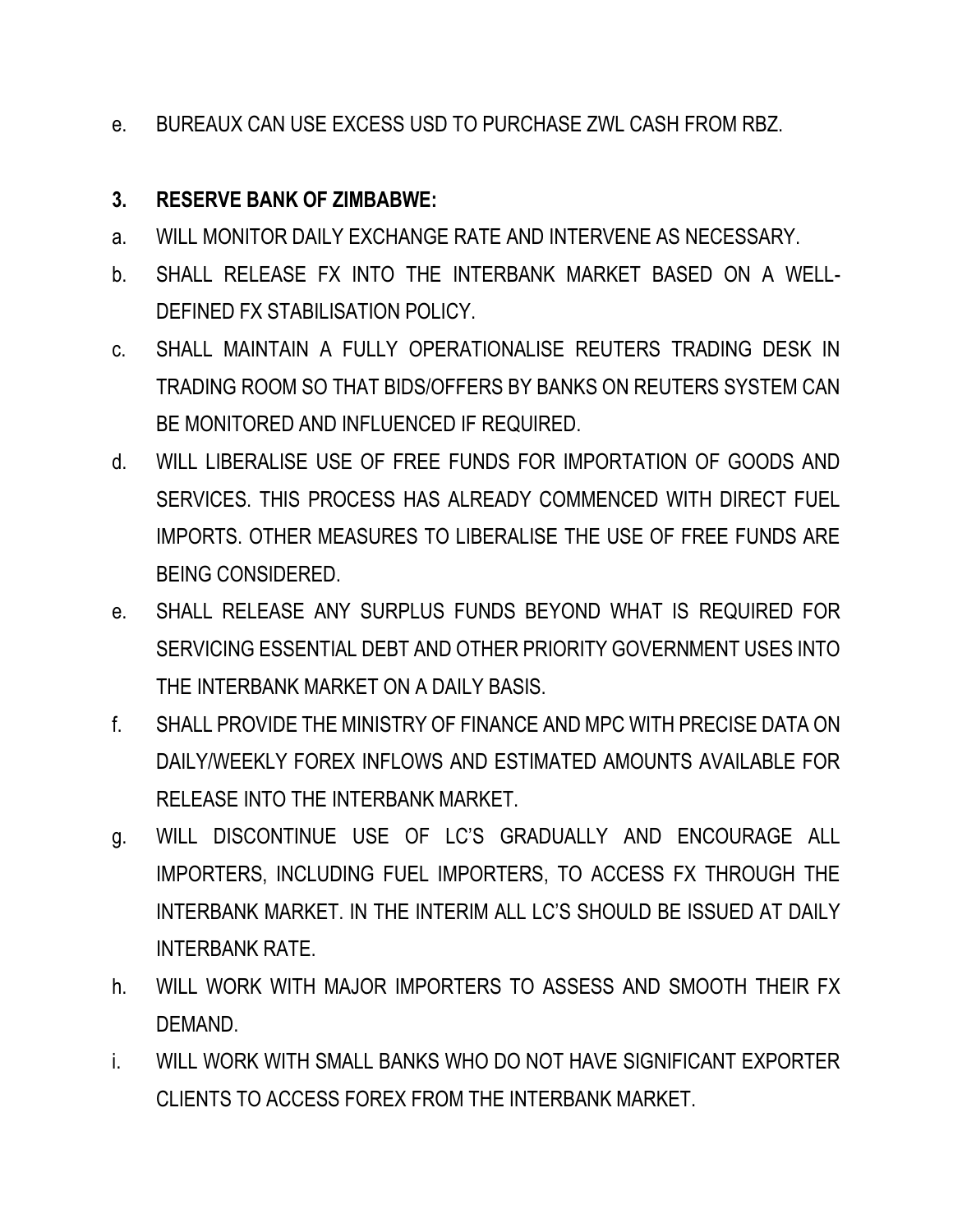e. BUREAUX CAN USE EXCESS USD TO PURCHASE ZWL CASH FROM RBZ.

**3. RESERVE BANK OF ZIMBABWE:**

a. WILL MONITOR DAILY EXCHANGE RATE AND INTERVENE AS NECESSARY.

b. SHALL RELEASE FX INTO THE INTERBANK MARKET BASED ON A WELL-DEFINED FX STABILISATION POLICY.

c. SHALL MAINTAIN A FULLY OPERATIONALISE REUTERS TRADING DESK IN TRADING ROOM SO THAT BIDS/OFFERS BY BANKS ON REUTERS SYSTEM CAN BE MONITORED AND INFLUENCED IF REQUIRED.

d. WILL LIBERALISE USE OF FREE FUNDS FOR IMPORTATION OF GOODS AND SERVICES. THIS PROCESS HAS ALREADY COMMENCED WITH DIRECT FUEL IMPORTS. OTHER MEASURES TO LIBERALISE THE USE OF FREE FUNDS ARE BEING CONSIDERED.

e. SHALL RELEASE ANY SURPLUS FUNDS BEYOND WHAT IS REQUIRED FOR SERVICING ESSENTIAL DEBT AND OTHER PRIORITY GOVERNMENT USES INTO THE INTERBANK MARKET ON A DAILY BASIS.

f. SHALL PROVIDE THE MINISTRY OF FINANCE AND MPC WITH PRECISE DATA ON DAILY/WEEKLY FOREX INFLOWS AND ESTIMATED AMOUNTS AVAILABLE FOR RELEASE INTO THE INTERBANK MARKET.

g. WILL DISCONTINUE USE OF LC'S GRADUALLY AND ENCOURAGE ALL IMPORTERS, INCLUDING FUEL IMPORTERS, TO ACCESS FX THROUGH THE INTERBANK MARKET. IN THE INTERIM ALL LC'S SHOULD BE ISSUED AT DAILY INTERBANK RATE.

h. WILL WORK WITH MAJOR IMPORTERS TO ASSESS AND SMOOTH THEIR FX DEMAND.

i. WILL WORK WITH SMALL BANKS WHO DO NOT HAVE SIGNIFICANT EXPORTER CLIENTS TO ACCESS FOREX FROM THE INTERBANK MARKET.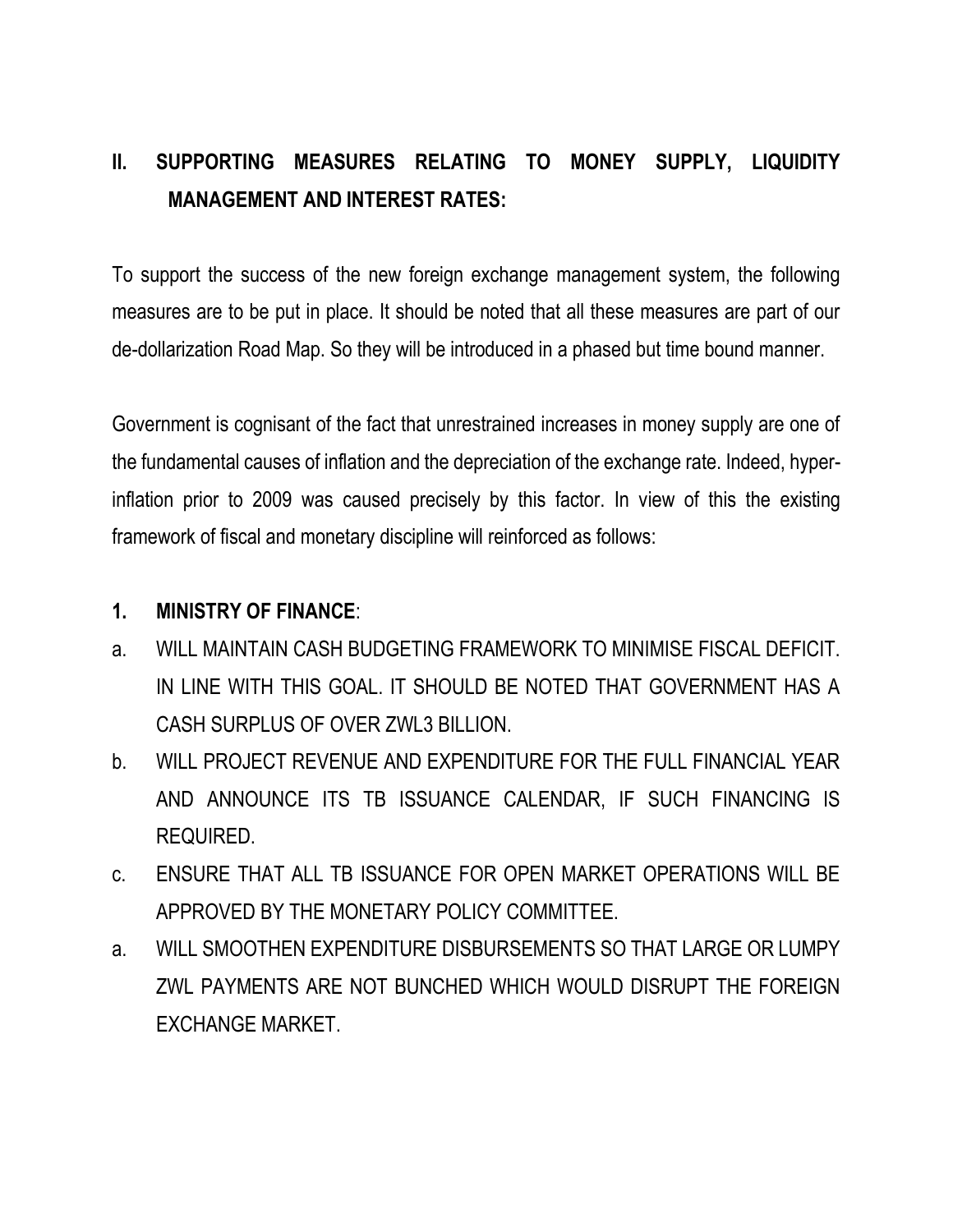## II. SUPPORTING MEASURES RELATING TO MONEY SUPPLY, LIQUIDITY MANAGEMENT AND INTEREST RATES:

To support the success of the new foreign exchange management system, the following measures are to be put in place. It should be noted that all these measures are part of our de-dollarization Road Map. So they will be introduced in a phased but time bound manner.

Government is cognisant of the fact that unrestrained increases in money supply are one of the fundamental causes of inflation and the depreciation of the exchange rate. Indeed, hyper-inflation prior to 2009 was caused precisely by this factor. In view of this the existing framework of fiscal and monetary discipline will reinforced as follows:

### 1. MINISTRY OF FINANCE:

a. WILL MAINTAIN CASH BUDGETING FRAMEWORK TO MINIMISE FISCAL DEFICIT. IN LINE WITH THIS GOAL. IT SHOULD BE NOTED THAT GOVERNMENT HAS A CASH SURPLUS OF OVER ZWL3 BILLION.

b. WILL PROJECT REVENUE AND EXPENDITURE FOR THE FULL FINANCIAL YEAR AND ANNOUNCE ITS TB ISSUANCE CALENDAR, IF SUCH FINANCING IS REQUIRED.

c. ENSURE THAT ALL TB ISSUANCE FOR OPEN MARKET OPERATIONS WILL BE APPROVED BY THE MONETARY POLICY COMMITTEE.

a. WILL SMOOTHEN EXPENDITURE DISBURSEMENTS SO THAT LARGE OR LUMPY ZWL PAYMENTS ARE NOT BUNCHED WHICH WOULD DISRUPT THE FOREIGN EXCHANGE MARKET.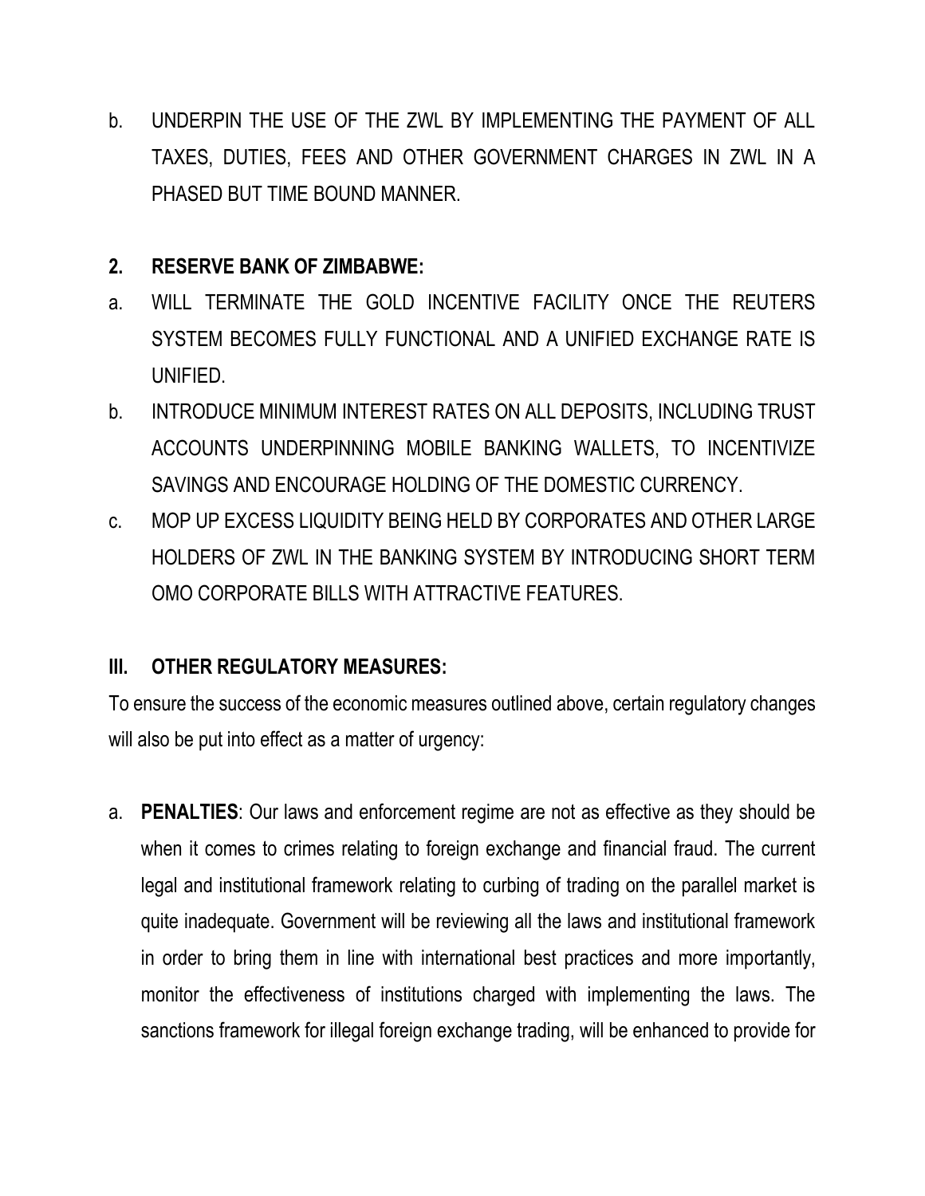b. UNDERPIN THE USE OF THE ZWL BY IMPLEMENTING THE PAYMENT OF ALL TAXES, DUTIES, FEES AND OTHER GOVERNMENT CHARGES IN ZWL IN A PHASED BUT TIME BOUND MANNER.

**2. RESERVE BANK OF ZIMBABWE:**

a. WILL TERMINATE THE GOLD INCENTIVE FACILITY ONCE THE REUTERS SYSTEM BECOMES FULLY FUNCTIONAL AND A UNIFIED EXCHANGE RATE IS UNIFIED.

b. INTRODUCE MINIMUM INTEREST RATES ON ALL DEPOSITS, INCLUDING TRUST ACCOUNTS UNDERPINNING MOBILE BANKING WALLETS, TO INCENTIVIZE SAVINGS AND ENCOURAGE HOLDING OF THE DOMESTIC CURRENCY.

c. MOP UP EXCESS LIQUIDITY BEING HELD BY CORPORATES AND OTHER LARGE HOLDERS OF ZWL IN THE BANKING SYSTEM BY INTRODUCING SHORT TERM OMO CORPORATE BILLS WITH ATTRACTIVE FEATURES.

## III. OTHER REGULATORY MEASURES:

To ensure the success of the economic measures outlined above, certain regulatory changes will also be put into effect as a matter of urgency:

a. **PENALTIES**: Our laws and enforcement regime are not as effective as they should be when it comes to crimes relating to foreign exchange and financial fraud. The current legal and institutional framework relating to curbing of trading on the parallel market is quite inadequate. Government will be reviewing all the laws and institutional framework in order to bring them in line with international best practices and more importantly, monitor the effectiveness of institutions charged with implementing the laws. The sanctions framework for illegal foreign exchange trading, will be enhanced to provide for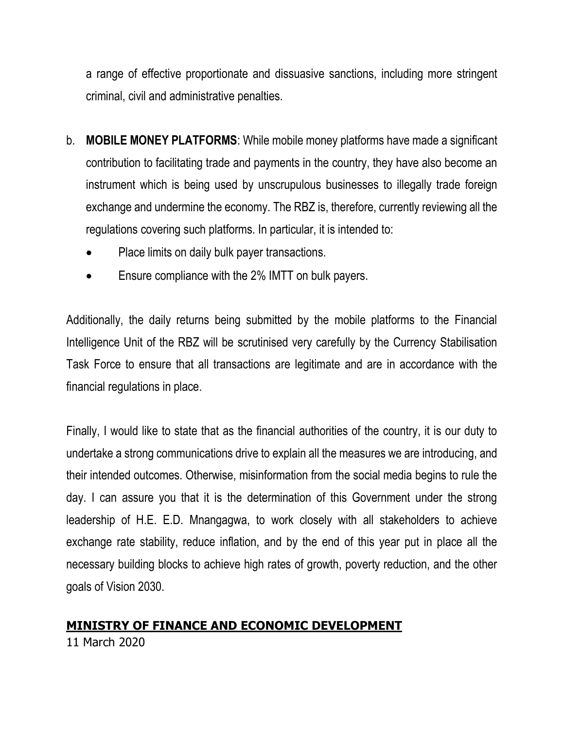a range of effective proportionate and dissuasive sanctions, including more stringent criminal, civil and administrative penalties.

b. **MOBILE MONEY PLATFORMS**: While mobile money platforms have made a significant contribution to facilitating trade and payments in the country, they have also become an instrument which is being used by unscrupulous businesses to illegally trade foreign exchange and undermine the economy. The RBZ is, therefore, currently reviewing all the regulations covering such platforms. In particular, it is intended to:

- Place limits on daily bulk payer transactions.
- Ensure compliance with the 2% IMTT on bulk payers.

Additionally, the daily returns being submitted by the mobile platforms to the Financial Intelligence Unit of the RBZ will be scrutinised very carefully by the Currency Stabilisation Task Force to ensure that all transactions are legitimate and are in accordance with the financial regulations in place.

Finally, I would like to state that as the financial authorities of the country, it is our duty to undertake a strong communications drive to explain all the measures we are introducing, and their intended outcomes. Otherwise, misinformation from the social media begins to rule the day. I can assure you that it is the determination of this Government under the strong leadership of H.E. E.D. Mnangagwa, to work closely with all stakeholders to achieve exchange rate stability, reduce inflation, and by the end of this year put in place all the necessary building blocks to achieve high rates of growth, poverty reduction, and the other goals of Vision 2030.

**MINISTRY OF FINANCE AND ECONOMIC DEVELOPMENT**

11 March 2020